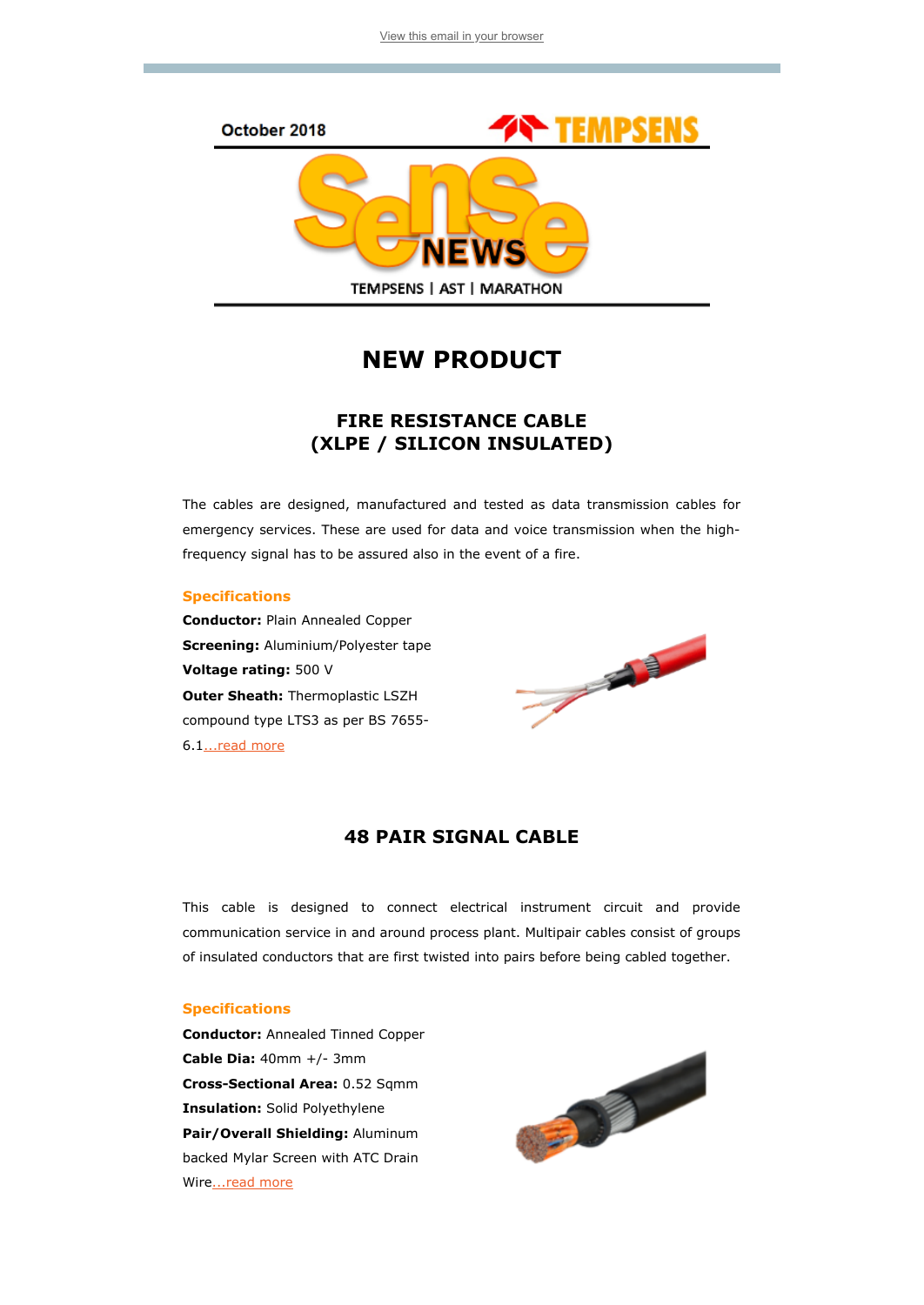View this email in your browser

October 2018

TEMPSENS

Sense NEWS

TEMPSENS | AST | MARATHON

# NEW PRODUCT

## FIRE RESISTANCE CABLE (XLPE / SILICON INSULATED)

The cables are designed, manufactured and tested as data transmission cables for emergency services. These are used for data and voice transmission when the high-frequency signal has to be assured also in the event of a fire.

### Specifications

**Conductor:** Plain Annealed Copper
**Screening:** Aluminium/Polyester tape
**Voltage rating:** 500 V
**Outer Sheath:** Thermoplastic LSZH compound type LTS3 as per BS 7655-6.1...read more

## 48 PAIR SIGNAL CABLE

This cable is designed to connect electrical instrument circuit and provide communication service in and around process plant. Multipair cables consist of groups of insulated conductors that are first twisted into pairs before being cabled together.

### Specifications

**Conductor:** Annealed Tinned Copper
**Cable Dia:** 40mm +/- 3mm
**Cross-Sectional Area:** 0.52 Sqmm
**Insulation:** Solid Polyethylene
**Pair/Overall Shielding:** Aluminum backed Mylar Screen with ATC Drain Wire...read more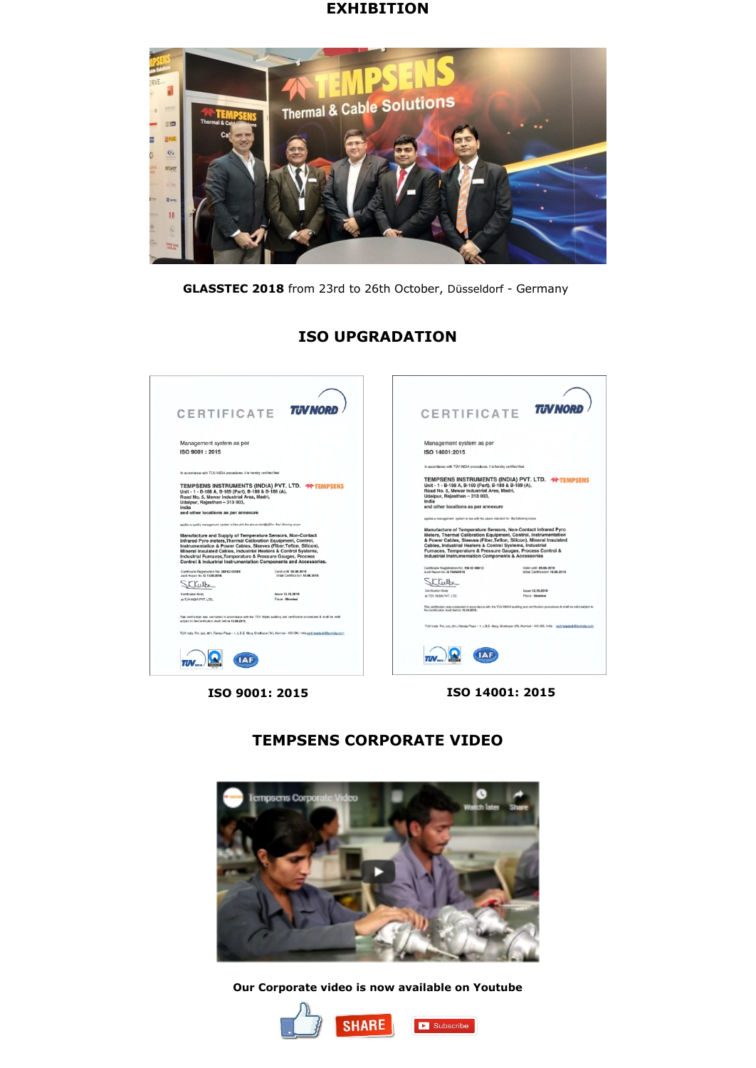## EXHIBITION

**GLASSTEC 2018** from 23rd to 26th October, Düsseldorf - Germany

## ISO UPGRADATION

**ISO 9001: 2015**

**ISO 14001: 2015**

## TEMPSENS CORPORATE VIDEO

**Our Corporate video is now available on Youtube**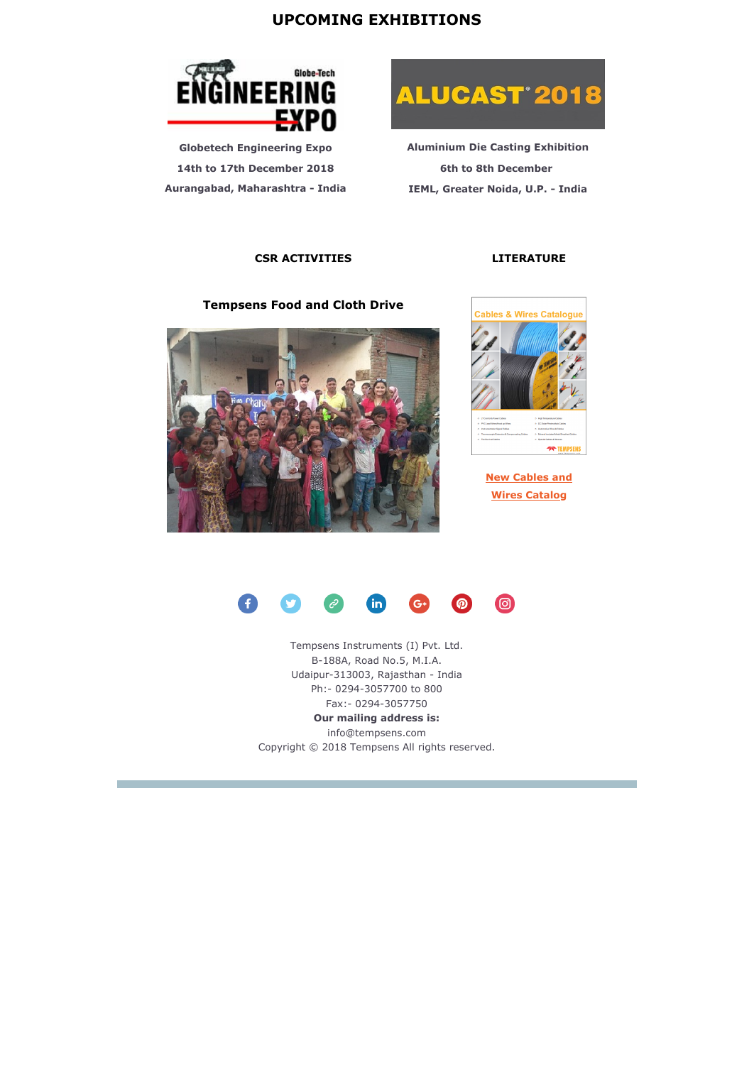## UPCOMING EXHIBITIONS

**Globetech Engineering Expo**

**14th to 17th December 2018**

**Aurangabad, Maharashtra - India**

**Aluminium Die Casting Exhibition**

**6th to 8th December**

**IEML, Greater Noida, U.P. - India**

### CSR ACTIVITIES

**Tempsens Food and Cloth Drive**

### LITERATURE

**New Cables and Wires Catalog**

Tempsens Instruments (I) Pvt. Ltd.
B-188A, Road No.5, M.I.A.
Udaipur-313003, Rajasthan - India
Ph:- 0294-3057700 to 800
Fax:- 0294-3057750
**Our mailing address is:**
info@tempsens.com
Copyright © 2018 Tempsens All rights reserved.